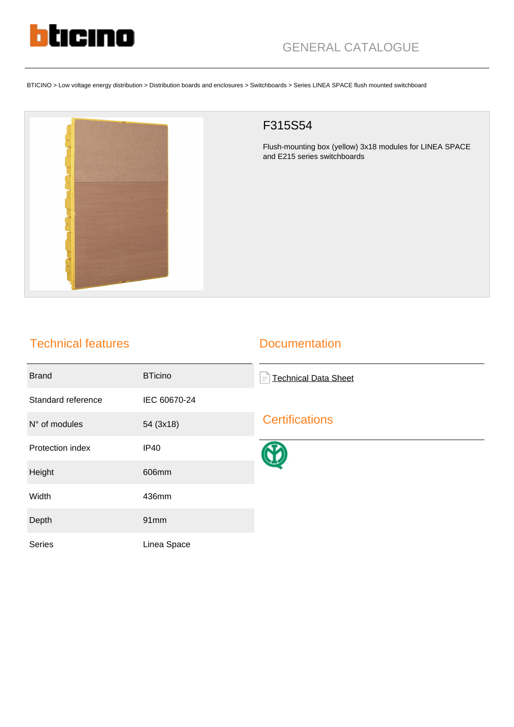GENERAL CATALOGUE

BTICINO > Low voltage energy distribution > Distribution boards and enclosures > Switchboards > Series LINEA SPACE flush mounted switchboard

# F315S54

Flush-mounting box (yellow) 3x18 modules for LINEA SPACE and E215 series switchboards

## Technical features

| | |
|---|---|
| Brand | BTicino |
| Standard reference | IEC 60670-24 |
| N° of modules | 54 (3x18) |
| Protection index | IP40 |
| Height | 606mm |
| Width | 436mm |
| Depth | 91mm |
| Series | Linea Space |

## Documentation

Technical Data Sheet

## Certifications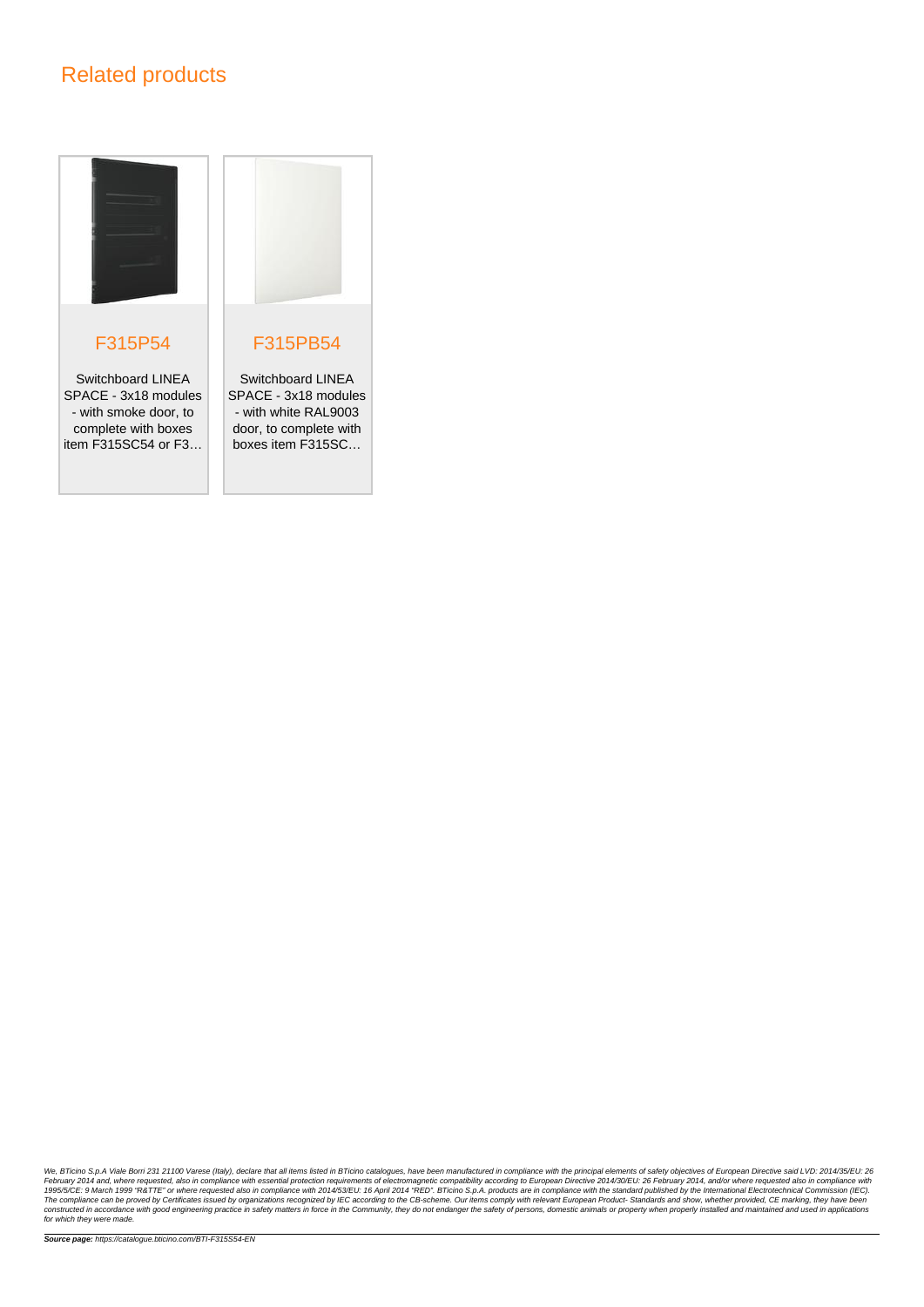## Related products

### F315P54

Switchboard LINEA SPACE - 3x18 modules - with smoke door, to complete with boxes item F315SC54 or F3…

### F315PB54

Switchboard LINEA SPACE - 3x18 modules - with white RAL9003 door, to complete with boxes item F315SC…

*We, BTicino S.p.A Viale Borri 231 21100 Varese (Italy), declare that all items listed in BTicino catalogues, have been manufactured in compliance with the principal elements of safety objectives of European Directive said LVD: 2014/35/EU: 26 February 2014 and, where requested, also in compliance with essential protection requirements of electromagnetic compatibility according to European Directive 2014/30/EU: 26 February 2014, and/or where requested also in compliance with 1995/5/CE: 9 March 1999 "R&TTE" or where requested also in compliance with 2014/53/EU: 16 April 2014 "RED". BTicino S.p.A. products are in compliance with the standard published by the International Electrotechnical Commission (IEC). The compliance can be proved by Certificates issued by organizations recognized by IEC according to the CB-scheme. Our items comply with relevant European Product- Standards and show, whether provided, CE marking, they have been constructed in accordance with good engineering practice in safety matters in force in the Community, they do not endanger the safety of persons, domestic animals or property when properly installed and maintained and used in applications for which they were made.*

**Source page:** https://catalogue.bticino.com/BTI-F315S54-EN